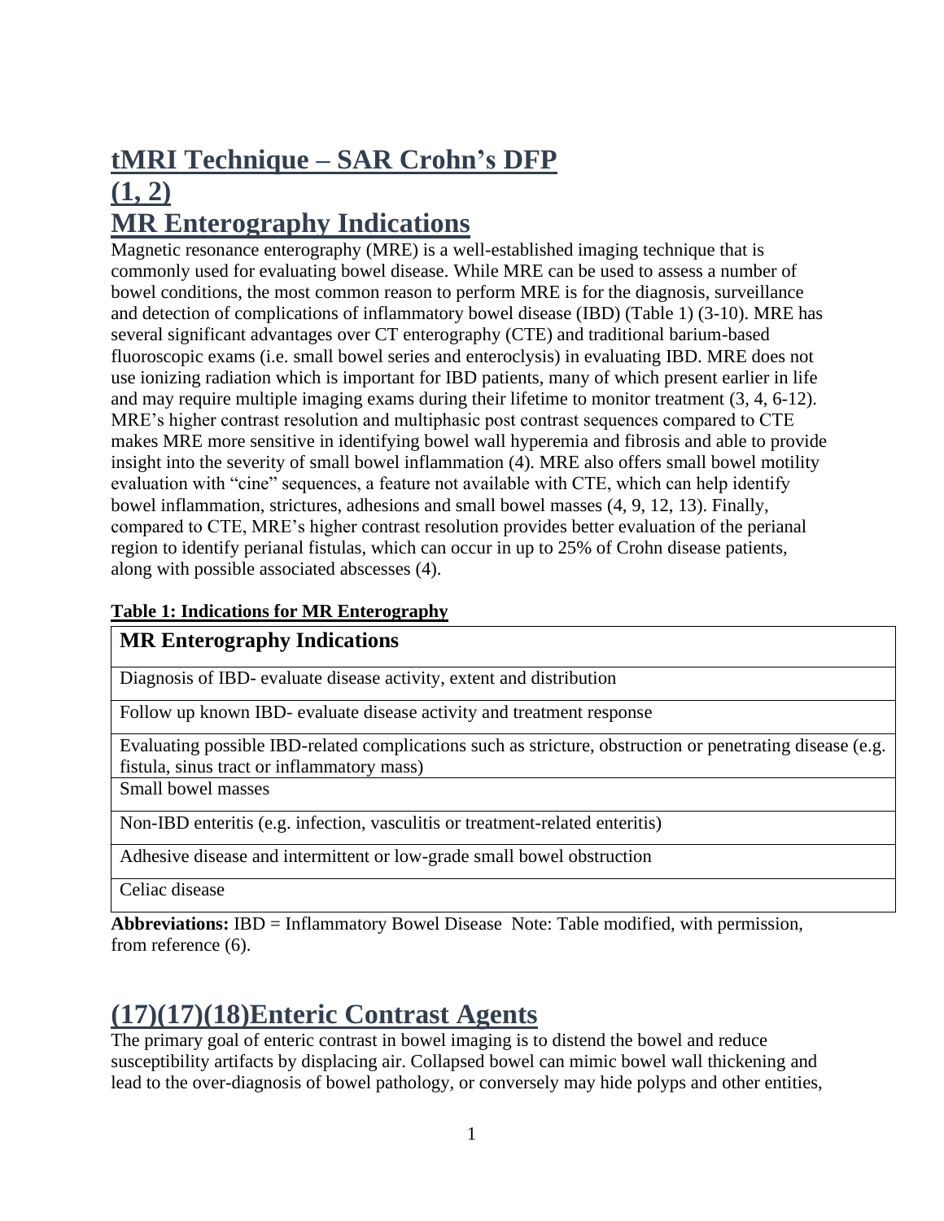# tMRI Technique – SAR Crohn's DFP

# (1, 2)

# MR Enterography Indications

Magnetic resonance enterography (MRE) is a well-established imaging technique that is commonly used for evaluating bowel disease. While MRE can be used to assess a number of bowel conditions, the most common reason to perform MRE is for the diagnosis, surveillance and detection of complications of inflammatory bowel disease (IBD) (Table 1) (3-10). MRE has several significant advantages over CT enterography (CTE) and traditional barium-based fluoroscopic exams (i.e. small bowel series and enteroclysis) in evaluating IBD. MRE does not use ionizing radiation which is important for IBD patients, many of which present earlier in life and may require multiple imaging exams during their lifetime to monitor treatment (3, 4, 6-12). MRE's higher contrast resolution and multiphasic post contrast sequences compared to CTE makes MRE more sensitive in identifying bowel wall hyperemia and fibrosis and able to provide insight into the severity of small bowel inflammation (4). MRE also offers small bowel motility evaluation with "cine" sequences, a feature not available with CTE, which can help identify bowel inflammation, strictures, adhesions and small bowel masses (4, 9, 12, 13). Finally, compared to CTE, MRE's higher contrast resolution provides better evaluation of the perianal region to identify perianal fistulas, which can occur in up to 25% of Crohn disease patients, along with possible associated abscesses (4).

**Table 1: Indications for MR Enterography**

| **MR Enterography Indications** |
|---|
| Diagnosis of IBD- evaluate disease activity, extent and distribution |
| Follow up known IBD- evaluate disease activity and treatment response |
| Evaluating possible IBD-related complications such as stricture, obstruction or penetrating disease (e.g. fistula, sinus tract or inflammatory mass) |
| Small bowel masses |
| Non-IBD enteritis (e.g. infection, vasculitis or treatment-related enteritis) |
| Adhesive disease and intermittent or low-grade small bowel obstruction |
| Celiac disease |

**Abbreviations:** IBD = Inflammatory Bowel Disease Note: Table modified, with permission, from reference (6).

# (17)(17)(18)Enteric Contrast Agents

The primary goal of enteric contrast in bowel imaging is to distend the bowel and reduce susceptibility artifacts by displacing air. Collapsed bowel can mimic bowel wall thickening and lead to the over-diagnosis of bowel pathology, or conversely may hide polyps and other entities,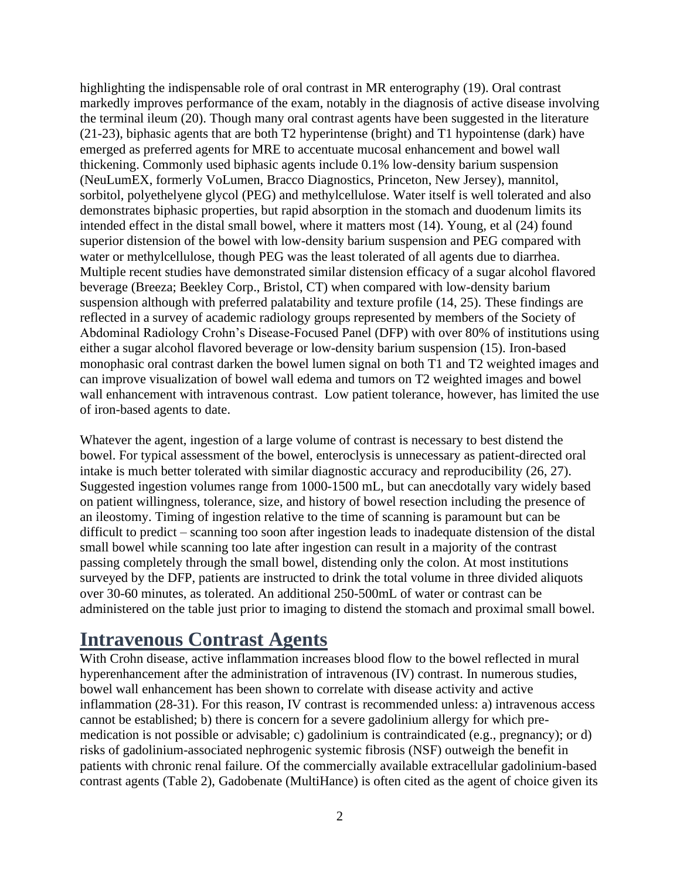highlighting the indispensable role of oral contrast in MR enterography (19). Oral contrast markedly improves performance of the exam, notably in the diagnosis of active disease involving the terminal ileum (20). Though many oral contrast agents have been suggested in the literature (21-23), biphasic agents that are both T2 hyperintense (bright) and T1 hypointense (dark) have emerged as preferred agents for MRE to accentuate mucosal enhancement and bowel wall thickening. Commonly used biphasic agents include 0.1% low-density barium suspension (NeuLumEX, formerly VoLumen, Bracco Diagnostics, Princeton, New Jersey), mannitol, sorbitol, polyethelyene glycol (PEG) and methylcellulose. Water itself is well tolerated and also demonstrates biphasic properties, but rapid absorption in the stomach and duodenum limits its intended effect in the distal small bowel, where it matters most (14). Young, et al (24) found superior distension of the bowel with low-density barium suspension and PEG compared with water or methylcellulose, though PEG was the least tolerated of all agents due to diarrhea. Multiple recent studies have demonstrated similar distension efficacy of a sugar alcohol flavored beverage (Breeza; Beekley Corp., Bristol, CT) when compared with low-density barium suspension although with preferred palatability and texture profile (14, 25). These findings are reflected in a survey of academic radiology groups represented by members of the Society of Abdominal Radiology Crohn's Disease-Focused Panel (DFP) with over 80% of institutions using either a sugar alcohol flavored beverage or low-density barium suspension (15). Iron-based monophasic oral contrast darken the bowel lumen signal on both T1 and T2 weighted images and can improve visualization of bowel wall edema and tumors on T2 weighted images and bowel wall enhancement with intravenous contrast. Low patient tolerance, however, has limited the use of iron-based agents to date.

Whatever the agent, ingestion of a large volume of contrast is necessary to best distend the bowel. For typical assessment of the bowel, enteroclysis is unnecessary as patient-directed oral intake is much better tolerated with similar diagnostic accuracy and reproducibility (26, 27). Suggested ingestion volumes range from 1000-1500 mL, but can anecdotally vary widely based on patient willingness, tolerance, size, and history of bowel resection including the presence of an ileostomy. Timing of ingestion relative to the time of scanning is paramount but can be difficult to predict – scanning too soon after ingestion leads to inadequate distension of the distal small bowel while scanning too late after ingestion can result in a majority of the contrast passing completely through the small bowel, distending only the colon. At most institutions surveyed by the DFP, patients are instructed to drink the total volume in three divided aliquots over 30-60 minutes, as tolerated. An additional 250-500mL of water or contrast can be administered on the table just prior to imaging to distend the stomach and proximal small bowel.

## Intravenous Contrast Agents

With Crohn disease, active inflammation increases blood flow to the bowel reflected in mural hyperenhancement after the administration of intravenous (IV) contrast. In numerous studies, bowel wall enhancement has been shown to correlate with disease activity and active inflammation (28-31). For this reason, IV contrast is recommended unless: a) intravenous access cannot be established; b) there is concern for a severe gadolinium allergy for which pre-medication is not possible or advisable; c) gadolinium is contraindicated (e.g., pregnancy); or d) risks of gadolinium-associated nephrogenic systemic fibrosis (NSF) outweigh the benefit in patients with chronic renal failure. Of the commercially available extracellular gadolinium-based contrast agents (Table 2), Gadobenate (MultiHance) is often cited as the agent of choice given its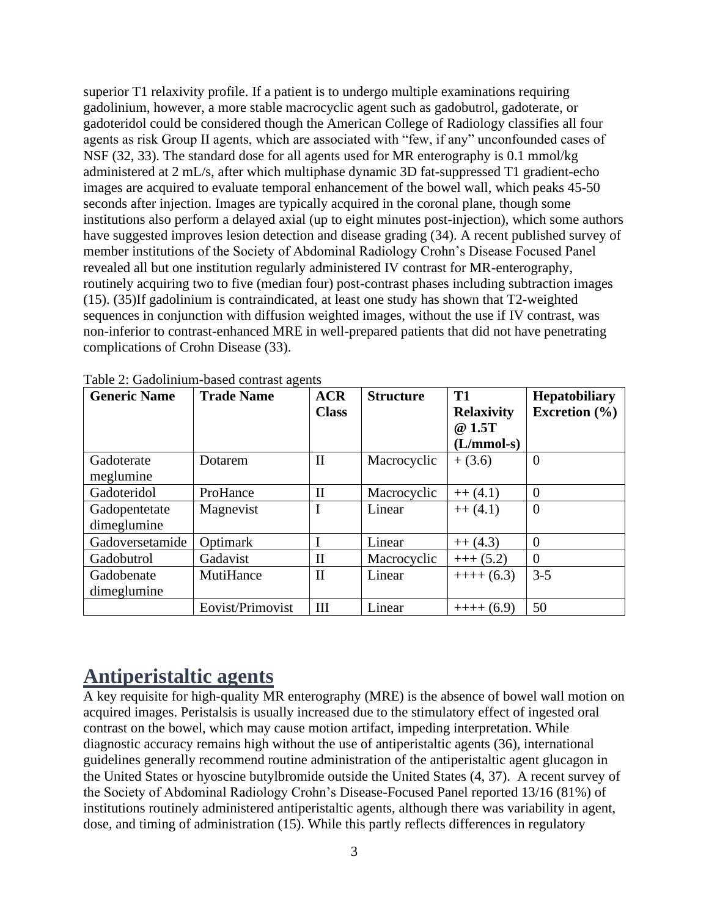superior T1 relaxivity profile. If a patient is to undergo multiple examinations requiring gadolinium, however, a more stable macrocyclic agent such as gadobutrol, gadoterate, or gadoteridol could be considered though the American College of Radiology classifies all four agents as risk Group II agents, which are associated with "few, if any" unconfounded cases of NSF (32, 33). The standard dose for all agents used for MR enterography is 0.1 mmol/kg administered at 2 mL/s, after which multiphase dynamic 3D fat-suppressed T1 gradient-echo images are acquired to evaluate temporal enhancement of the bowel wall, which peaks 45-50 seconds after injection. Images are typically acquired in the coronal plane, though some institutions also perform a delayed axial (up to eight minutes post-injection), which some authors have suggested improves lesion detection and disease grading (34). A recent published survey of member institutions of the Society of Abdominal Radiology Crohn's Disease Focused Panel revealed all but one institution regularly administered IV contrast for MR-enterography, routinely acquiring two to five (median four) post-contrast phases including subtraction images (15). (35)If gadolinium is contraindicated, at least one study has shown that T2-weighted sequences in conjunction with diffusion weighted images, without the use if IV contrast, was non-inferior to contrast-enhanced MRE in well-prepared patients that did not have penetrating complications of Crohn Disease (33).

Table 2: Gadolinium-based contrast agents

| Generic Name | Trade Name | ACR Class | Structure | T1 Relaxivity @ 1.5T (L/mmol-s) | Hepatobiliary Excretion (%) |
|---|---|---|---|---|---|
| Gadoterate meglumine | Dotarem | II | Macrocyclic | + (3.6) | 0 |
| Gadoteridol | ProHance | II | Macrocyclic | ++ (4.1) | 0 |
| Gadopentetate dimeglumine | Magnevist | I | Linear | ++ (4.1) | 0 |
| Gadoversetamide | Optimark | I | Linear | ++ (4.3) | 0 |
| Gadobutrol | Gadavist | II | Macrocyclic | +++ (5.2) | 0 |
| Gadobenate dimeglumine | MutiHance | II | Linear | ++++ (6.3) | 3-5 |
| | Eovist/Primovist | III | Linear | ++++ (6.9) | 50 |

## Antiperistaltic agents

A key requisite for high-quality MR enterography (MRE) is the absence of bowel wall motion on acquired images. Peristalsis is usually increased due to the stimulatory effect of ingested oral contrast on the bowel, which may cause motion artifact, impeding interpretation. While diagnostic accuracy remains high without the use of antiperistaltic agents (36), international guidelines generally recommend routine administration of the antiperistaltic agent glucagon in the United States or hyoscine butylbromide outside the United States (4, 37). A recent survey of the Society of Abdominal Radiology Crohn's Disease-Focused Panel reported 13/16 (81%) of institutions routinely administered antiperistaltic agents, although there was variability in agent, dose, and timing of administration (15). While this partly reflects differences in regulatory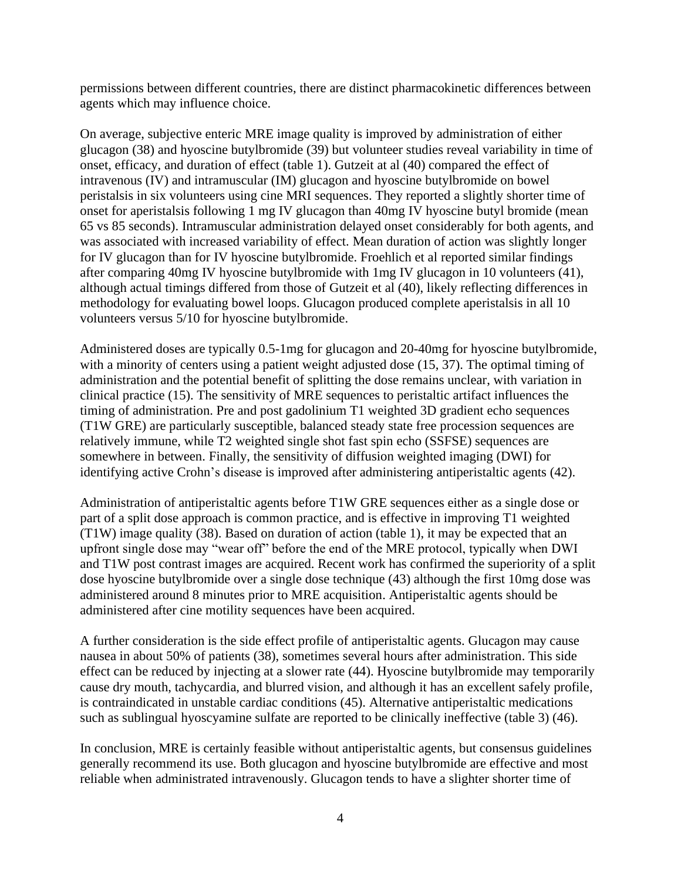permissions between different countries, there are distinct pharmacokinetic differences between agents which may influence choice.

On average, subjective enteric MRE image quality is improved by administration of either glucagon (38) and hyoscine butylbromide (39) but volunteer studies reveal variability in time of onset, efficacy, and duration of effect (table 1). Gutzeit at al (40) compared the effect of intravenous (IV) and intramuscular (IM) glucagon and hyoscine butylbromide on bowel peristalsis in six volunteers using cine MRI sequences. They reported a slightly shorter time of onset for aperistalsis following 1 mg IV glucagon than 40mg IV hyoscine butyl bromide (mean 65 vs 85 seconds). Intramuscular administration delayed onset considerably for both agents, and was associated with increased variability of effect. Mean duration of action was slightly longer for IV glucagon than for IV hyoscine butylbromide. Froehlich et al reported similar findings after comparing 40mg IV hyoscine butylbromide with 1mg IV glucagon in 10 volunteers (41), although actual timings differed from those of Gutzeit et al (40), likely reflecting differences in methodology for evaluating bowel loops. Glucagon produced complete aperistalsis in all 10 volunteers versus 5/10 for hyoscine butylbromide.

Administered doses are typically 0.5-1mg for glucagon and 20-40mg for hyoscine butylbromide, with a minority of centers using a patient weight adjusted dose (15, 37). The optimal timing of administration and the potential benefit of splitting the dose remains unclear, with variation in clinical practice (15). The sensitivity of MRE sequences to peristaltic artifact influences the timing of administration. Pre and post gadolinium T1 weighted 3D gradient echo sequences (T1W GRE) are particularly susceptible, balanced steady state free procession sequences are relatively immune, while T2 weighted single shot fast spin echo (SSFSE) sequences are somewhere in between. Finally, the sensitivity of diffusion weighted imaging (DWI) for identifying active Crohn's disease is improved after administering antiperistaltic agents (42).

Administration of antiperistaltic agents before T1W GRE sequences either as a single dose or part of a split dose approach is common practice, and is effective in improving T1 weighted (T1W) image quality (38). Based on duration of action (table 1), it may be expected that an upfront single dose may "wear off" before the end of the MRE protocol, typically when DWI and T1W post contrast images are acquired. Recent work has confirmed the superiority of a split dose hyoscine butylbromide over a single dose technique (43) although the first 10mg dose was administered around 8 minutes prior to MRE acquisition. Antiperistaltic agents should be administered after cine motility sequences have been acquired.

A further consideration is the side effect profile of antiperistaltic agents. Glucagon may cause nausea in about 50% of patients (38), sometimes several hours after administration. This side effect can be reduced by injecting at a slower rate (44). Hyoscine butylbromide may temporarily cause dry mouth, tachycardia, and blurred vision, and although it has an excellent safely profile, is contraindicated in unstable cardiac conditions (45). Alternative antiperistaltic medications such as sublingual hyoscyamine sulfate are reported to be clinically ineffective (table 3) (46).

In conclusion, MRE is certainly feasible without antiperistaltic agents, but consensus guidelines generally recommend its use. Both glucagon and hyoscine butylbromide are effective and most reliable when administrated intravenously. Glucagon tends to have a slighter shorter time of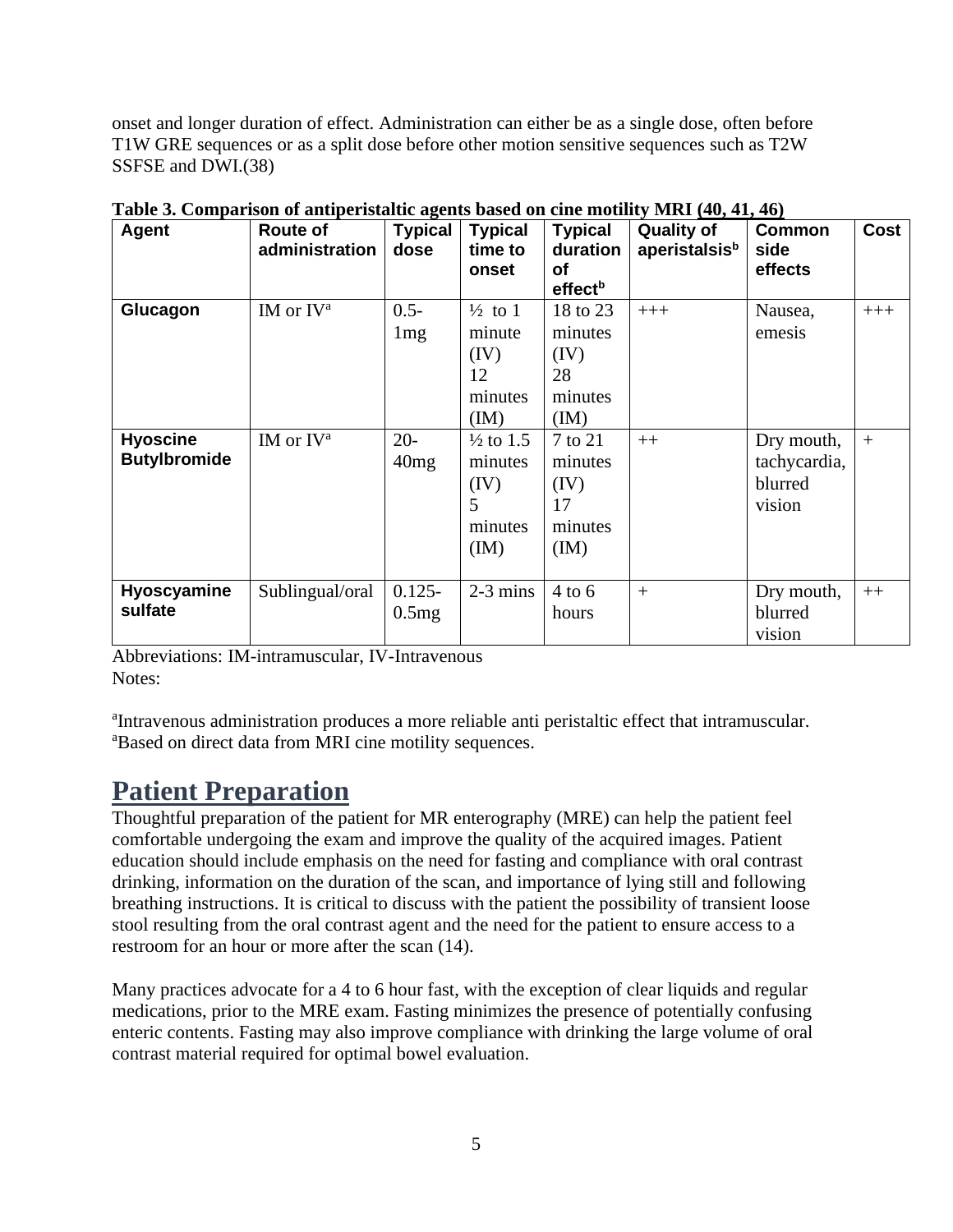onset and longer duration of effect. Administration can either be as a single dose, often before T1W GRE sequences or as a split dose before other motion sensitive sequences such as T2W SSFSE and DWI.(38)

**Table 3. Comparison of antiperistaltic agents based on cine motility MRI (40, 41, 46)**

| Agent | Route of administration | Typical dose | Typical time to onset | Typical duration of effect[b] | Quality of aperistalsis[b] | Common side effects | Cost |
|---|---|---|---|---|---|---|---|
| **Glucagon** | IM or IV[a] | 0.5-1mg | ½ to 1 minute (IV) 12 minutes (IM) | 18 to 23 minutes (IV) 28 minutes (IM) | +++ | Nausea, emesis | +++ |
| **Hyoscine Butylbromide** | IM or IV[a] | 20-40mg | ½ to 1.5 minutes (IV) 5 minutes (IM) | 7 to 21 minutes (IV) 17 minutes (IM) | ++ | Dry mouth, tachycardia, blurred vision | + |
| **Hyoscyamine sulfate** | Sublingual/oral | 0.125-0.5mg | 2-3 mins | 4 to 6 hours | + | Dry mouth, blurred vision | ++ |

Abbreviations: IM-intramuscular, IV-Intravenous
Notes:

[a]Intravenous administration produces a more reliable anti peristaltic effect that intramuscular.
[a]Based on direct data from MRI cine motility sequences.

# Patient Preparation

Thoughtful preparation of the patient for MR enterography (MRE) can help the patient feel comfortable undergoing the exam and improve the quality of the acquired images. Patient education should include emphasis on the need for fasting and compliance with oral contrast drinking, information on the duration of the scan, and importance of lying still and following breathing instructions. It is critical to discuss with the patient the possibility of transient loose stool resulting from the oral contrast agent and the need for the patient to ensure access to a restroom for an hour or more after the scan (14).

Many practices advocate for a 4 to 6 hour fast, with the exception of clear liquids and regular medications, prior to the MRE exam. Fasting minimizes the presence of potentially confusing enteric contents. Fasting may also improve compliance with drinking the large volume of oral contrast material required for optimal bowel evaluation.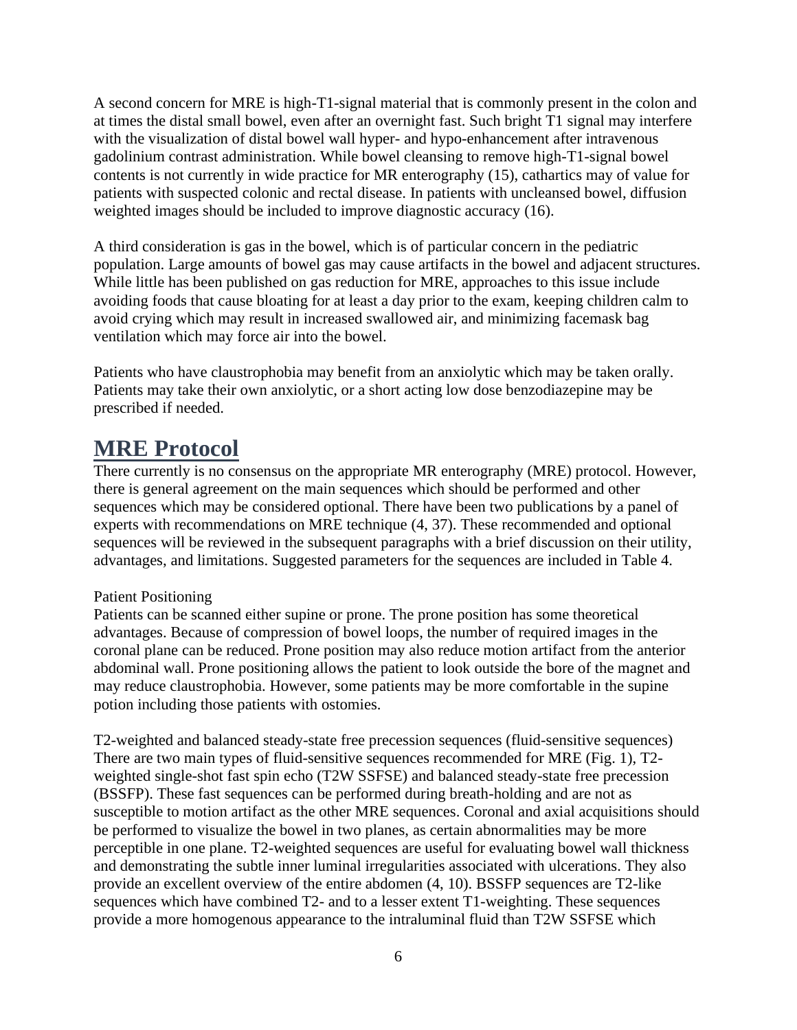A second concern for MRE is high-T1-signal material that is commonly present in the colon and at times the distal small bowel, even after an overnight fast. Such bright T1 signal may interfere with the visualization of distal bowel wall hyper- and hypo-enhancement after intravenous gadolinium contrast administration. While bowel cleansing to remove high-T1-signal bowel contents is not currently in wide practice for MR enterography (15), cathartics may of value for patients with suspected colonic and rectal disease. In patients with uncleansed bowel, diffusion weighted images should be included to improve diagnostic accuracy (16).

A third consideration is gas in the bowel, which is of particular concern in the pediatric population. Large amounts of bowel gas may cause artifacts in the bowel and adjacent structures. While little has been published on gas reduction for MRE, approaches to this issue include avoiding foods that cause bloating for at least a day prior to the exam, keeping children calm to avoid crying which may result in increased swallowed air, and minimizing facemask bag ventilation which may force air into the bowel.

Patients who have claustrophobia may benefit from an anxiolytic which may be taken orally. Patients may take their own anxiolytic, or a short acting low dose benzodiazepine may be prescribed if needed.

# MRE Protocol

There currently is no consensus on the appropriate MR enterography (MRE) protocol. However, there is general agreement on the main sequences which should be performed and other sequences which may be considered optional. There have been two publications by a panel of experts with recommendations on MRE technique (4, 37). These recommended and optional sequences will be reviewed in the subsequent paragraphs with a brief discussion on their utility, advantages, and limitations. Suggested parameters for the sequences are included in Table 4.

Patient Positioning

Patients can be scanned either supine or prone. The prone position has some theoretical advantages. Because of compression of bowel loops, the number of required images in the coronal plane can be reduced. Prone position may also reduce motion artifact from the anterior abdominal wall. Prone positioning allows the patient to look outside the bore of the magnet and may reduce claustrophobia. However, some patients may be more comfortable in the supine potion including those patients with ostomies.

T2-weighted and balanced steady-state free precession sequences (fluid-sensitive sequences)

There are two main types of fluid-sensitive sequences recommended for MRE (Fig. 1), T2-weighted single-shot fast spin echo (T2W SSFSE) and balanced steady-state free precession (BSSFP). These fast sequences can be performed during breath-holding and are not as susceptible to motion artifact as the other MRE sequences. Coronal and axial acquisitions should be performed to visualize the bowel in two planes, as certain abnormalities may be more perceptible in one plane. T2-weighted sequences are useful for evaluating bowel wall thickness and demonstrating the subtle inner luminal irregularities associated with ulcerations. They also provide an excellent overview of the entire abdomen (4, 10). BSSFP sequences are T2-like sequences which have combined T2- and to a lesser extent T1-weighting. These sequences provide a more homogenous appearance to the intraluminal fluid than T2W SSFSE which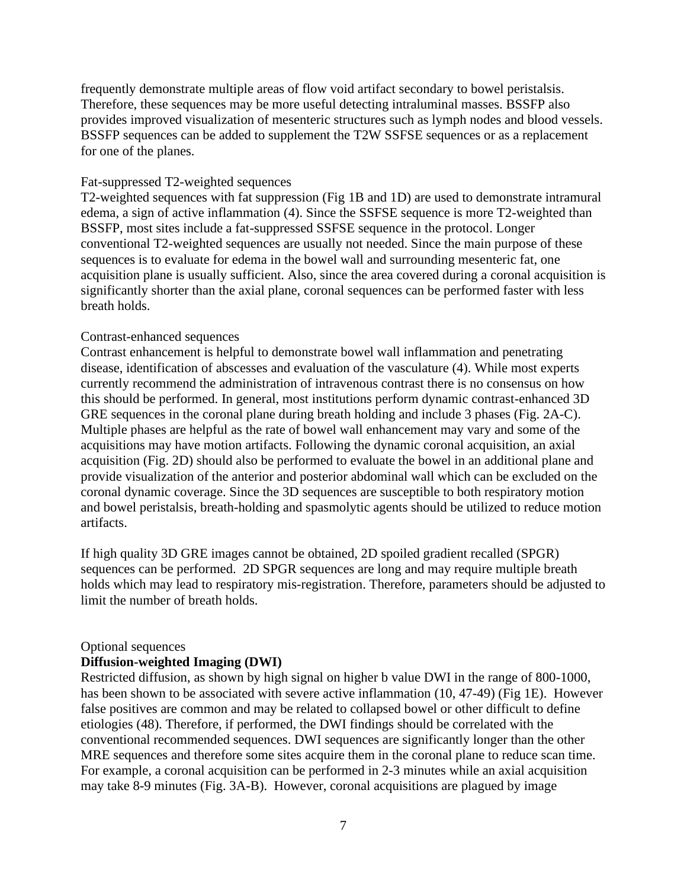frequently demonstrate multiple areas of flow void artifact secondary to bowel peristalsis. Therefore, these sequences may be more useful detecting intraluminal masses. BSSFP also provides improved visualization of mesenteric structures such as lymph nodes and blood vessels. BSSFP sequences can be added to supplement the T2W SSFSE sequences or as a replacement for one of the planes.

Fat-suppressed T2-weighted sequences

T2-weighted sequences with fat suppression (Fig 1B and 1D) are used to demonstrate intramural edema, a sign of active inflammation (4). Since the SSFSE sequence is more T2-weighted than BSSFP, most sites include a fat-suppressed SSFSE sequence in the protocol. Longer conventional T2-weighted sequences are usually not needed. Since the main purpose of these sequences is to evaluate for edema in the bowel wall and surrounding mesenteric fat, one acquisition plane is usually sufficient. Also, since the area covered during a coronal acquisition is significantly shorter than the axial plane, coronal sequences can be performed faster with less breath holds.

Contrast-enhanced sequences

Contrast enhancement is helpful to demonstrate bowel wall inflammation and penetrating disease, identification of abscesses and evaluation of the vasculature (4). While most experts currently recommend the administration of intravenous contrast there is no consensus on how this should be performed. In general, most institutions perform dynamic contrast-enhanced 3D GRE sequences in the coronal plane during breath holding and include 3 phases (Fig. 2A-C). Multiple phases are helpful as the rate of bowel wall enhancement may vary and some of the acquisitions may have motion artifacts. Following the dynamic coronal acquisition, an axial acquisition (Fig. 2D) should also be performed to evaluate the bowel in an additional plane and provide visualization of the anterior and posterior abdominal wall which can be excluded on the coronal dynamic coverage. Since the 3D sequences are susceptible to both respiratory motion and bowel peristalsis, breath-holding and spasmolytic agents should be utilized to reduce motion artifacts.

If high quality 3D GRE images cannot be obtained, 2D spoiled gradient recalled (SPGR) sequences can be performed. 2D SPGR sequences are long and may require multiple breath holds which may lead to respiratory mis-registration. Therefore, parameters should be adjusted to limit the number of breath holds.

Optional sequences

**Diffusion-weighted Imaging (DWI)**

Restricted diffusion, as shown by high signal on higher b value DWI in the range of 800-1000, has been shown to be associated with severe active inflammation (10, 47-49) (Fig 1E). However false positives are common and may be related to collapsed bowel or other difficult to define etiologies (48). Therefore, if performed, the DWI findings should be correlated with the conventional recommended sequences. DWI sequences are significantly longer than the other MRE sequences and therefore some sites acquire them in the coronal plane to reduce scan time. For example, a coronal acquisition can be performed in 2-3 minutes while an axial acquisition may take 8-9 minutes (Fig. 3A-B). However, coronal acquisitions are plagued by image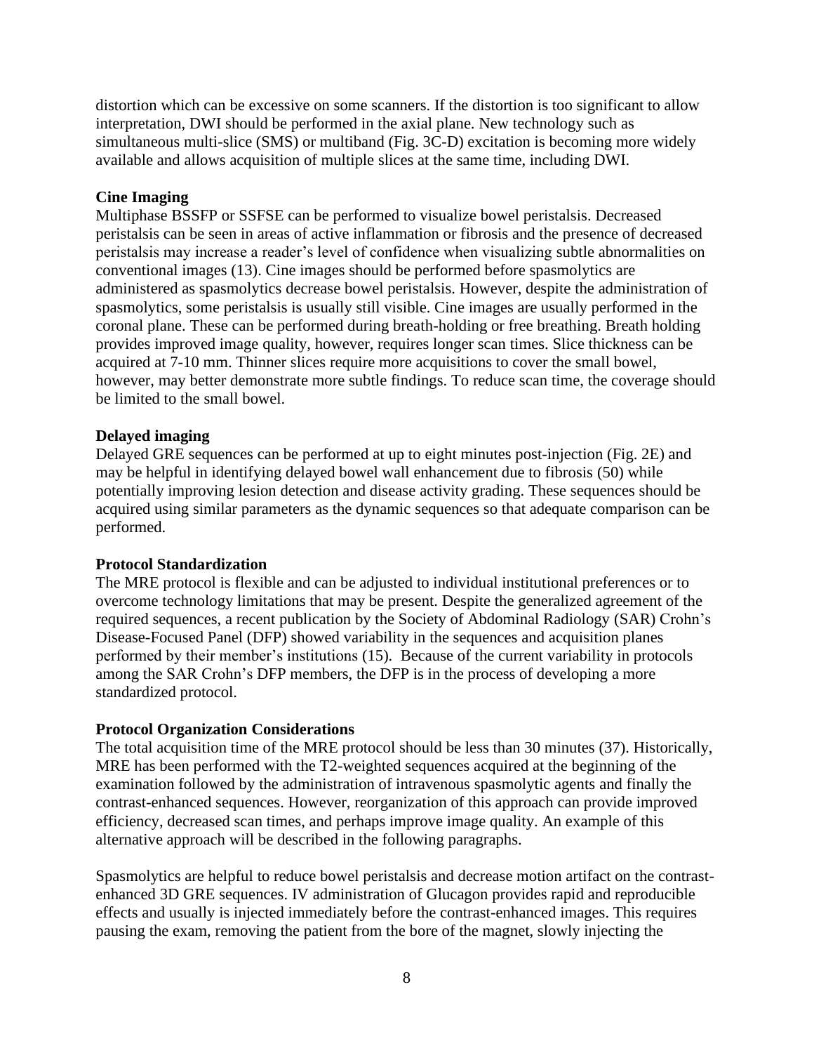distortion which can be excessive on some scanners. If the distortion is too significant to allow interpretation, DWI should be performed in the axial plane. New technology such as simultaneous multi-slice (SMS) or multiband (Fig. 3C-D) excitation is becoming more widely available and allows acquisition of multiple slices at the same time, including DWI.

### Cine Imaging

Multiphase BSSFP or SSFSE can be performed to visualize bowel peristalsis. Decreased peristalsis can be seen in areas of active inflammation or fibrosis and the presence of decreased peristalsis may increase a reader's level of confidence when visualizing subtle abnormalities on conventional images (13). Cine images should be performed before spasmolytics are administered as spasmolytics decrease bowel peristalsis. However, despite the administration of spasmolytics, some peristalsis is usually still visible. Cine images are usually performed in the coronal plane. These can be performed during breath-holding or free breathing. Breath holding provides improved image quality, however, requires longer scan times. Slice thickness can be acquired at 7-10 mm. Thinner slices require more acquisitions to cover the small bowel, however, may better demonstrate more subtle findings. To reduce scan time, the coverage should be limited to the small bowel.

### Delayed imaging

Delayed GRE sequences can be performed at up to eight minutes post-injection (Fig. 2E) and may be helpful in identifying delayed bowel wall enhancement due to fibrosis (50) while potentially improving lesion detection and disease activity grading. These sequences should be acquired using similar parameters as the dynamic sequences so that adequate comparison can be performed.

### Protocol Standardization

The MRE protocol is flexible and can be adjusted to individual institutional preferences or to overcome technology limitations that may be present. Despite the generalized agreement of the required sequences, a recent publication by the Society of Abdominal Radiology (SAR) Crohn's Disease-Focused Panel (DFP) showed variability in the sequences and acquisition planes performed by their member's institutions (15). Because of the current variability in protocols among the SAR Crohn's DFP members, the DFP is in the process of developing a more standardized protocol.

### Protocol Organization Considerations

The total acquisition time of the MRE protocol should be less than 30 minutes (37). Historically, MRE has been performed with the T2-weighted sequences acquired at the beginning of the examination followed by the administration of intravenous spasmolytic agents and finally the contrast-enhanced sequences. However, reorganization of this approach can provide improved efficiency, decreased scan times, and perhaps improve image quality. An example of this alternative approach will be described in the following paragraphs.

Spasmolytics are helpful to reduce bowel peristalsis and decrease motion artifact on the contrast-enhanced 3D GRE sequences. IV administration of Glucagon provides rapid and reproducible effects and usually is injected immediately before the contrast-enhanced images. This requires pausing the exam, removing the patient from the bore of the magnet, slowly injecting the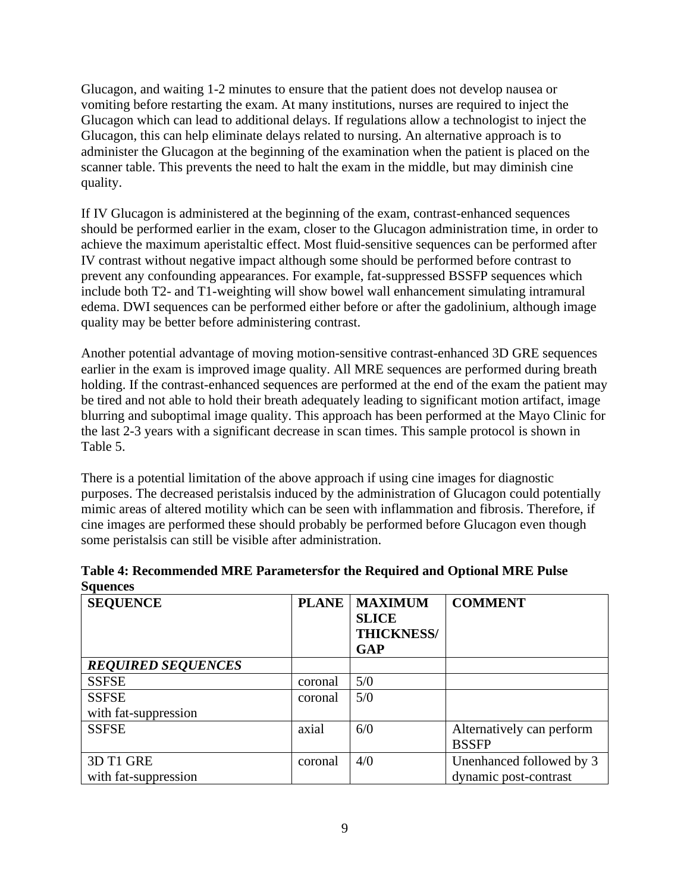Glucagon, and waiting 1-2 minutes to ensure that the patient does not develop nausea or vomiting before restarting the exam. At many institutions, nurses are required to inject the Glucagon which can lead to additional delays. If regulations allow a technologist to inject the Glucagon, this can help eliminate delays related to nursing. An alternative approach is to administer the Glucagon at the beginning of the examination when the patient is placed on the scanner table. This prevents the need to halt the exam in the middle, but may diminish cine quality.

If IV Glucagon is administered at the beginning of the exam, contrast-enhanced sequences should be performed earlier in the exam, closer to the Glucagon administration time, in order to achieve the maximum aperistaltic effect. Most fluid-sensitive sequences can be performed after IV contrast without negative impact although some should be performed before contrast to prevent any confounding appearances. For example, fat-suppressed BSSFP sequences which include both T2- and T1-weighting will show bowel wall enhancement simulating intramural edema. DWI sequences can be performed either before or after the gadolinium, although image quality may be better before administering contrast.

Another potential advantage of moving motion-sensitive contrast-enhanced 3D GRE sequences earlier in the exam is improved image quality. All MRE sequences are performed during breath holding. If the contrast-enhanced sequences are performed at the end of the exam the patient may be tired and not able to hold their breath adequately leading to significant motion artifact, image blurring and suboptimal image quality. This approach has been performed at the Mayo Clinic for the last 2-3 years with a significant decrease in scan times. This sample protocol is shown in Table 5.

There is a potential limitation of the above approach if using cine images for diagnostic purposes. The decreased peristalsis induced by the administration of Glucagon could potentially mimic areas of altered motility which can be seen with inflammation and fibrosis. Therefore, if cine images are performed these should probably be performed before Glucagon even though some peristalsis can still be visible after administration.

**Table 4: Recommended MRE Parametersfor the Required and Optional MRE Pulse Squences**

| SEQUENCE | PLANE | MAXIMUM SLICE THICKNESS/ GAP | COMMENT |
|---|---|---|---|
| ***REQUIRED SEQUENCES*** | | | |
| SSFSE | coronal | 5/0 | |
| SSFSE with fat-suppression | coronal | 5/0 | |
| SSFSE | axial | 6/0 | Alternatively can perform BSSFP |
| 3D T1 GRE with fat-suppression | coronal | 4/0 | Unenhanced followed by 3 dynamic post-contrast |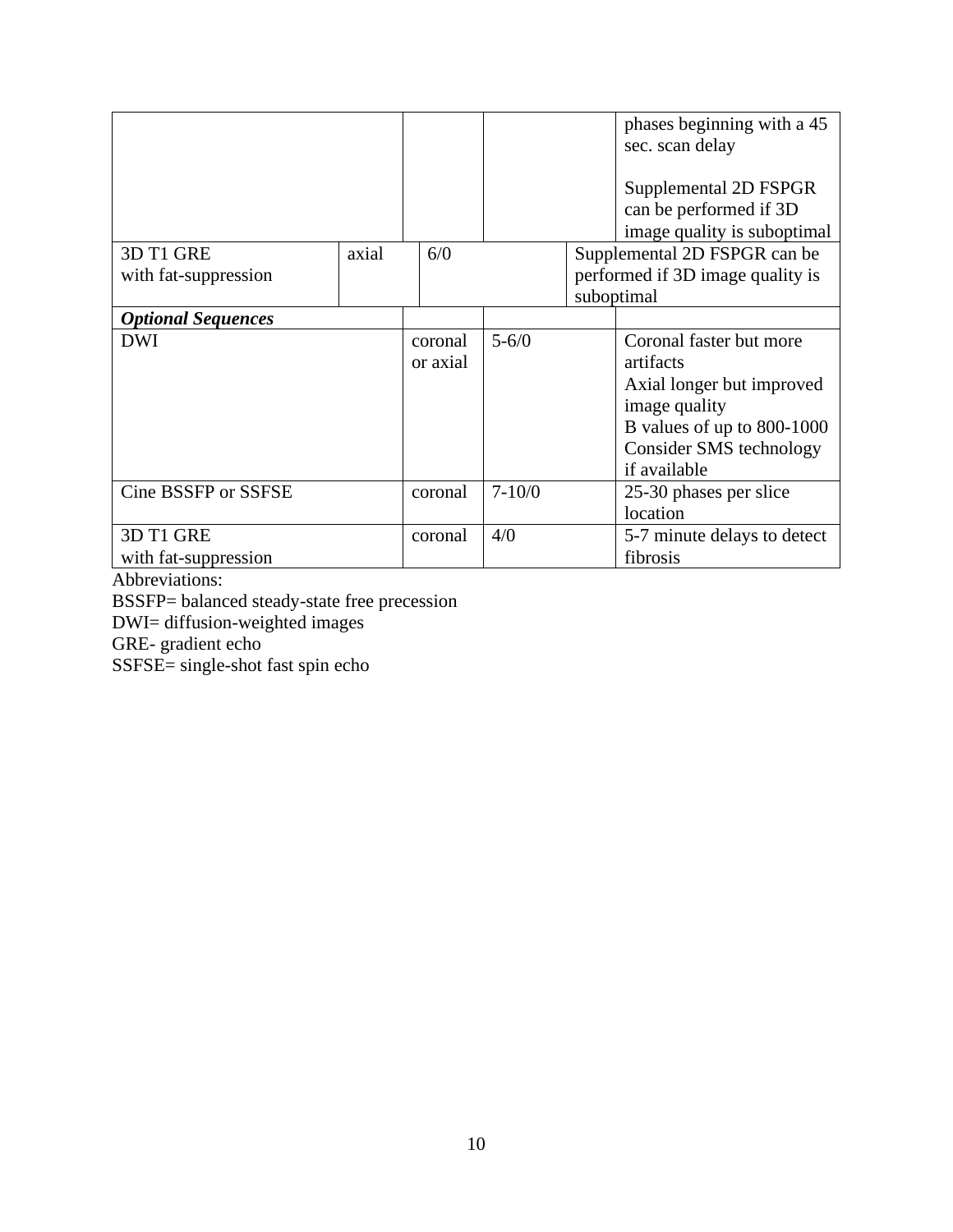| | | | |
|---|---|---|---|
| | | | phases beginning with a 45 sec. scan delay<br><br>Supplemental 2D FSPGR can be performed if 3D image quality is suboptimal |
| 3D T1 GRE with fat-suppression | axial | 6/0 | Supplemental 2D FSPGR can be performed if 3D image quality is suboptimal |
| ***Optional Sequences*** | | | |
| DWI | coronal or axial | 5-6/0 | Coronal faster but more artifacts<br>Axial longer but improved image quality<br>B values of up to 800-1000<br>Consider SMS technology if available |
| Cine BSSFP or SSFSE | coronal | 7-10/0 | 25-30 phases per slice location |
| 3D T1 GRE with fat-suppression | coronal | 4/0 | 5-7 minute delays to detect fibrosis |

Abbreviations:
BSSFP= balanced steady-state free precession
DWI= diffusion-weighted images
GRE- gradient echo
SSFSE= single-shot fast spin echo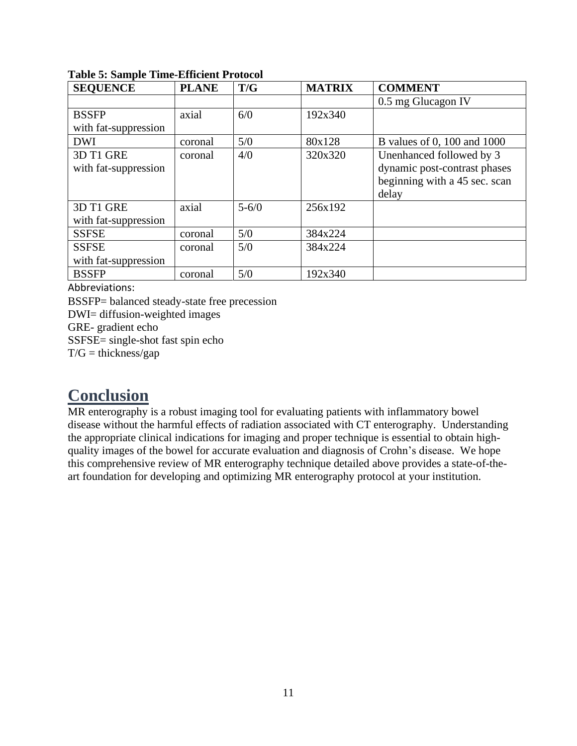**Table 5: Sample Time-Efficient Protocol**

| SEQUENCE | PLANE | T/G | MATRIX | COMMENT |
|---|---|---|---|---|
| | | | | 0.5 mg Glucagon IV |
| BSSFP with fat-suppression | axial | 6/0 | 192x340 | |
| DWI | coronal | 5/0 | 80x128 | B values of 0, 100 and 1000 |
| 3D T1 GRE with fat-suppression | coronal | 4/0 | 320x320 | Unenhanced followed by 3 dynamic post-contrast phases beginning with a 45 sec. scan delay |
| 3D T1 GRE with fat-suppression | axial | 5-6/0 | 256x192 | |
| SSFSE | coronal | 5/0 | 384x224 | |
| SSFSE with fat-suppression | coronal | 5/0 | 384x224 | |
| BSSFP | coronal | 5/0 | 192x340 | |

Abbreviations:

BSSFP= balanced steady-state free precession
DWI= diffusion-weighted images
GRE- gradient echo
SSFSE= single-shot fast spin echo
T/G = thickness/gap

## Conclusion

MR enterography is a robust imaging tool for evaluating patients with inflammatory bowel disease without the harmful effects of radiation associated with CT enterography. Understanding the appropriate clinical indications for imaging and proper technique is essential to obtain high-quality images of the bowel for accurate evaluation and diagnosis of Crohn's disease. We hope this comprehensive review of MR enterography technique detailed above provides a state-of-the-art foundation for developing and optimizing MR enterography protocol at your institution.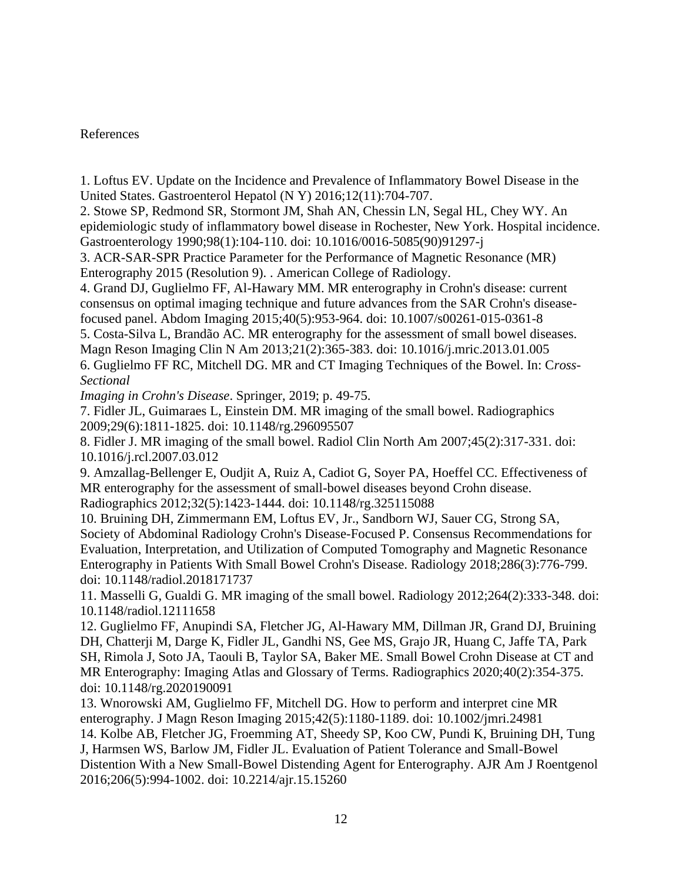References

1. Loftus EV. Update on the Incidence and Prevalence of Inflammatory Bowel Disease in the United States. Gastroenterol Hepatol (N Y) 2016;12(11):704-707.
2. Stowe SP, Redmond SR, Stormont JM, Shah AN, Chessin LN, Segal HL, Chey WY. An epidemiologic study of inflammatory bowel disease in Rochester, New York. Hospital incidence. Gastroenterology 1990;98(1):104-110. doi: 10.1016/0016-5085(90)91297-j
3. ACR-SAR-SPR Practice Parameter for the Performance of Magnetic Resonance (MR) Enterography 2015 (Resolution 9). . American College of Radiology.
4. Grand DJ, Guglielmo FF, Al-Hawary MM. MR enterography in Crohn's disease: current consensus on optimal imaging technique and future advances from the SAR Crohn's disease-focused panel. Abdom Imaging 2015;40(5):953-964. doi: 10.1007/s00261-015-0361-8
5. Costa-Silva L, Brandão AC. MR enterography for the assessment of small bowel diseases. Magn Reson Imaging Clin N Am 2013;21(2):365-383. doi: 10.1016/j.mric.2013.01.005
6. Guglielmo FF RC, Mitchell DG. MR and CT Imaging Techniques of the Bowel. In: C*ross-Sectional Imaging in Crohn's Disease*. Springer, 2019; p. 49-75.
7. Fidler JL, Guimaraes L, Einstein DM. MR imaging of the small bowel. Radiographics 2009;29(6):1811-1825. doi: 10.1148/rg.296095507
8. Fidler J. MR imaging of the small bowel. Radiol Clin North Am 2007;45(2):317-331. doi: 10.1016/j.rcl.2007.03.012
9. Amzallag-Bellenger E, Oudjit A, Ruiz A, Cadiot G, Soyer PA, Hoeffel CC. Effectiveness of MR enterography for the assessment of small-bowel diseases beyond Crohn disease. Radiographics 2012;32(5):1423-1444. doi: 10.1148/rg.325115088
10. Bruining DH, Zimmermann EM, Loftus EV, Jr., Sandborn WJ, Sauer CG, Strong SA, Society of Abdominal Radiology Crohn's Disease-Focused P. Consensus Recommendations for Evaluation, Interpretation, and Utilization of Computed Tomography and Magnetic Resonance Enterography in Patients With Small Bowel Crohn's Disease. Radiology 2018;286(3):776-799. doi: 10.1148/radiol.2018171737
11. Masselli G, Gualdi G. MR imaging of the small bowel. Radiology 2012;264(2):333-348. doi: 10.1148/radiol.12111658
12. Guglielmo FF, Anupindi SA, Fletcher JG, Al-Hawary MM, Dillman JR, Grand DJ, Bruining DH, Chatterji M, Darge K, Fidler JL, Gandhi NS, Gee MS, Grajo JR, Huang C, Jaffe TA, Park SH, Rimola J, Soto JA, Taouli B, Taylor SA, Baker ME. Small Bowel Crohn Disease at CT and MR Enterography: Imaging Atlas and Glossary of Terms. Radiographics 2020;40(2):354-375. doi: 10.1148/rg.2020190091
13. Wnorowski AM, Guglielmo FF, Mitchell DG. How to perform and interpret cine MR enterography. J Magn Reson Imaging 2015;42(5):1180-1189. doi: 10.1002/jmri.24981
14. Kolbe AB, Fletcher JG, Froemming AT, Sheedy SP, Koo CW, Pundi K, Bruining DH, Tung J, Harmsen WS, Barlow JM, Fidler JL. Evaluation of Patient Tolerance and Small-Bowel Distention With a New Small-Bowel Distending Agent for Enterography. AJR Am J Roentgenol 2016;206(5):994-1002. doi: 10.2214/ajr.15.15260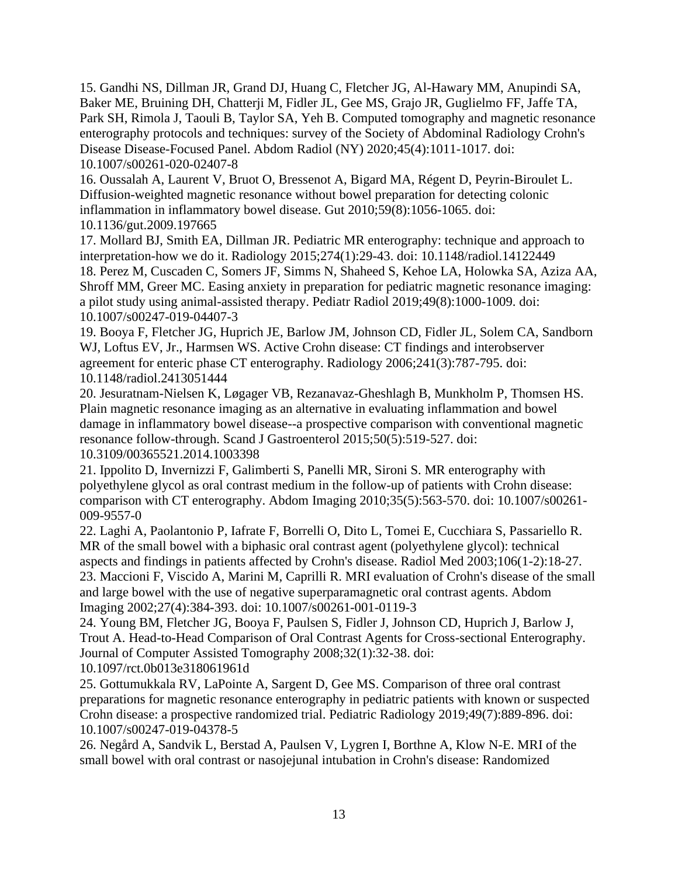15. Gandhi NS, Dillman JR, Grand DJ, Huang C, Fletcher JG, Al-Hawary MM, Anupindi SA, Baker ME, Bruining DH, Chatterji M, Fidler JL, Gee MS, Grajo JR, Guglielmo FF, Jaffe TA, Park SH, Rimola J, Taouli B, Taylor SA, Yeh B. Computed tomography and magnetic resonance enterography protocols and techniques: survey of the Society of Abdominal Radiology Crohn's Disease Disease-Focused Panel. Abdom Radiol (NY) 2020;45(4):1011-1017. doi: 10.1007/s00261-020-02407-8

16. Oussalah A, Laurent V, Bruot O, Bressenot A, Bigard MA, Régent D, Peyrin-Biroulet L. Diffusion-weighted magnetic resonance without bowel preparation for detecting colonic inflammation in inflammatory bowel disease. Gut 2010;59(8):1056-1065. doi: 10.1136/gut.2009.197665

17. Mollard BJ, Smith EA, Dillman JR. Pediatric MR enterography: technique and approach to interpretation-how we do it. Radiology 2015;274(1):29-43. doi: 10.1148/radiol.14122449

18. Perez M, Cuscaden C, Somers JF, Simms N, Shaheed S, Kehoe LA, Holowka SA, Aziza AA, Shroff MM, Greer MC. Easing anxiety in preparation for pediatric magnetic resonance imaging: a pilot study using animal-assisted therapy. Pediatr Radiol 2019;49(8):1000-1009. doi: 10.1007/s00247-019-04407-3

19. Booya F, Fletcher JG, Huprich JE, Barlow JM, Johnson CD, Fidler JL, Solem CA, Sandborn WJ, Loftus EV, Jr., Harmsen WS. Active Crohn disease: CT findings and interobserver agreement for enteric phase CT enterography. Radiology 2006;241(3):787-795. doi: 10.1148/radiol.2413051444

20. Jesuratnam-Nielsen K, Løgager VB, Rezanavaz-Gheshlagh B, Munkholm P, Thomsen HS. Plain magnetic resonance imaging as an alternative in evaluating inflammation and bowel damage in inflammatory bowel disease--a prospective comparison with conventional magnetic resonance follow-through. Scand J Gastroenterol 2015;50(5):519-527. doi: 10.3109/00365521.2014.1003398

21. Ippolito D, Invernizzi F, Galimberti S, Panelli MR, Sironi S. MR enterography with polyethylene glycol as oral contrast medium in the follow-up of patients with Crohn disease: comparison with CT enterography. Abdom Imaging 2010;35(5):563-570. doi: 10.1007/s00261-009-9557-0

22. Laghi A, Paolantonio P, Iafrate F, Borrelli O, Dito L, Tomei E, Cucchiara S, Passariello R. MR of the small bowel with a biphasic oral contrast agent (polyethylene glycol): technical aspects and findings in patients affected by Crohn's disease. Radiol Med 2003;106(1-2):18-27.

23. Maccioni F, Viscido A, Marini M, Caprilli R. MRI evaluation of Crohn's disease of the small and large bowel with the use of negative superparamagnetic oral contrast agents. Abdom Imaging 2002;27(4):384-393. doi: 10.1007/s00261-001-0119-3

24. Young BM, Fletcher JG, Booya F, Paulsen S, Fidler J, Johnson CD, Huprich J, Barlow J, Trout A. Head-to-Head Comparison of Oral Contrast Agents for Cross-sectional Enterography. Journal of Computer Assisted Tomography 2008;32(1):32-38. doi: 10.1097/rct.0b013e318061961d

25. Gottumukkala RV, LaPointe A, Sargent D, Gee MS. Comparison of three oral contrast preparations for magnetic resonance enterography in pediatric patients with known or suspected Crohn disease: a prospective randomized trial. Pediatric Radiology 2019;49(7):889-896. doi: 10.1007/s00247-019-04378-5

26. Negård A, Sandvik L, Berstad A, Paulsen V, Lygren I, Borthne A, Klow N-E. MRI of the small bowel with oral contrast or nasojejunal intubation in Crohn's disease: Randomized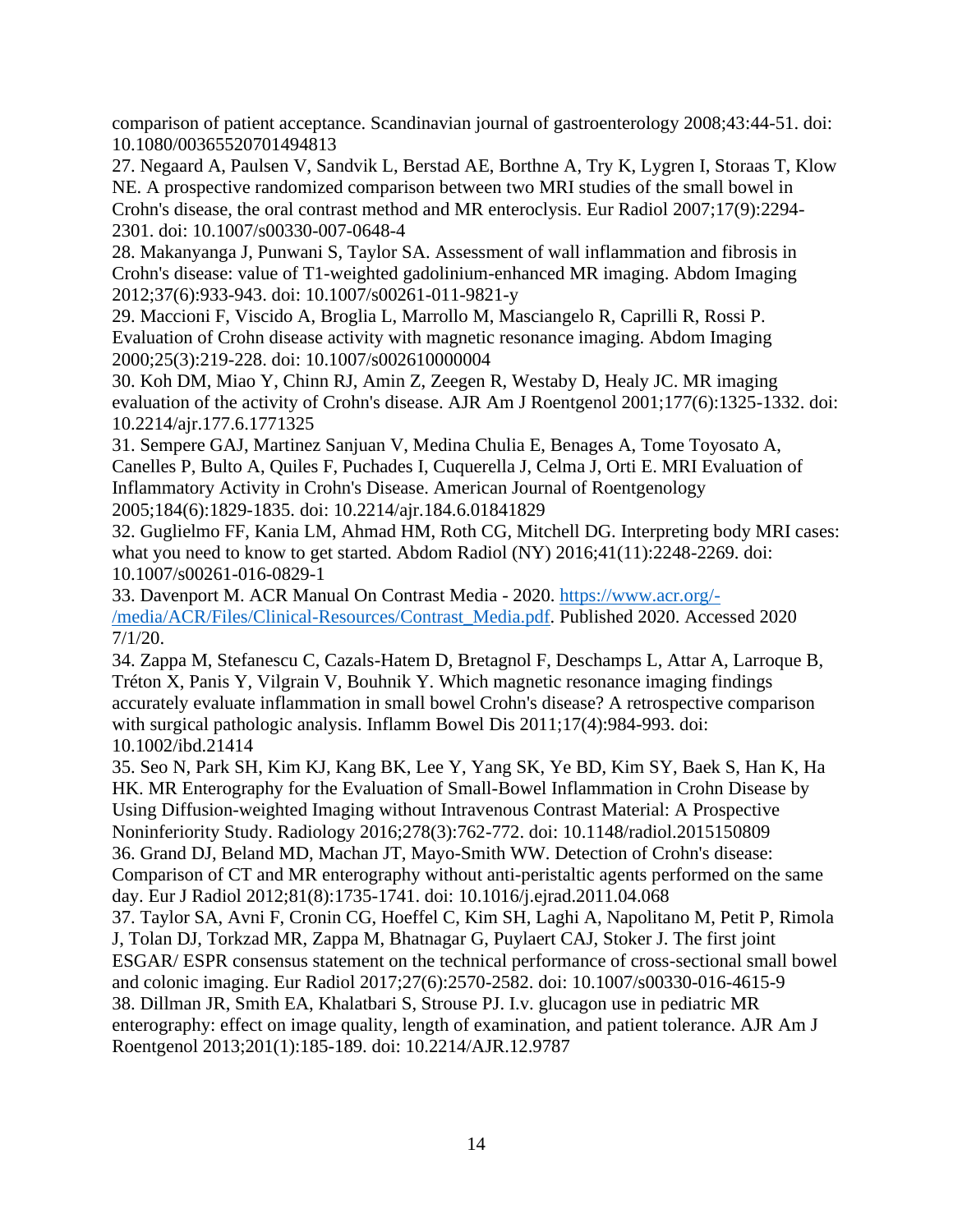comparison of patient acceptance. Scandinavian journal of gastroenterology 2008;43:44-51. doi: 10.1080/00365520701494813

27. Negaard A, Paulsen V, Sandvik L, Berstad AE, Borthne A, Try K, Lygren I, Storaas T, Klow NE. A prospective randomized comparison between two MRI studies of the small bowel in Crohn's disease, the oral contrast method and MR enteroclysis. Eur Radiol 2007;17(9):2294-2301. doi: 10.1007/s00330-007-0648-4

28. Makanyanga J, Punwani S, Taylor SA. Assessment of wall inflammation and fibrosis in Crohn's disease: value of T1-weighted gadolinium-enhanced MR imaging. Abdom Imaging 2012;37(6):933-943. doi: 10.1007/s00261-011-9821-y

29. Maccioni F, Viscido A, Broglia L, Marrollo M, Masciangelo R, Caprilli R, Rossi P. Evaluation of Crohn disease activity with magnetic resonance imaging. Abdom Imaging 2000;25(3):219-228. doi: 10.1007/s002610000004

30. Koh DM, Miao Y, Chinn RJ, Amin Z, Zeegen R, Westaby D, Healy JC. MR imaging evaluation of the activity of Crohn's disease. AJR Am J Roentgenol 2001;177(6):1325-1332. doi: 10.2214/ajr.177.6.1771325

31. Sempere GAJ, Martinez Sanjuan V, Medina Chulia E, Benages A, Tome Toyosato A, Canelles P, Bulto A, Quiles F, Puchades I, Cuquerella J, Celma J, Orti E. MRI Evaluation of Inflammatory Activity in Crohn's Disease. American Journal of Roentgenology 2005;184(6):1829-1835. doi: 10.2214/ajr.184.6.01841829

32. Guglielmo FF, Kania LM, Ahmad HM, Roth CG, Mitchell DG. Interpreting body MRI cases: what you need to know to get started. Abdom Radiol (NY) 2016;41(11):2248-2269. doi: 10.1007/s00261-016-0829-1

33. Davenport M. ACR Manual On Contrast Media - 2020. [https://www.acr.org/-/media/ACR/Files/Clinical-Resources/Contrast_Media.pdf](https://www.acr.org/-/media/ACR/Files/Clinical-Resources/Contrast_Media.pdf). Published 2020. Accessed 2020 7/1/20.

34. Zappa M, Stefanescu C, Cazals-Hatem D, Bretagnol F, Deschamps L, Attar A, Larroque B, Tréton X, Panis Y, Vilgrain V, Bouhnik Y. Which magnetic resonance imaging findings accurately evaluate inflammation in small bowel Crohn's disease? A retrospective comparison with surgical pathologic analysis. Inflamm Bowel Dis 2011;17(4):984-993. doi: 10.1002/ibd.21414

35. Seo N, Park SH, Kim KJ, Kang BK, Lee Y, Yang SK, Ye BD, Kim SY, Baek S, Han K, Ha HK. MR Enterography for the Evaluation of Small-Bowel Inflammation in Crohn Disease by Using Diffusion-weighted Imaging without Intravenous Contrast Material: A Prospective Noninferiority Study. Radiology 2016;278(3):762-772. doi: 10.1148/radiol.2015150809

36. Grand DJ, Beland MD, Machan JT, Mayo-Smith WW. Detection of Crohn's disease: Comparison of CT and MR enterography without anti-peristaltic agents performed on the same day. Eur J Radiol 2012;81(8):1735-1741. doi: 10.1016/j.ejrad.2011.04.068

37. Taylor SA, Avni F, Cronin CG, Hoeffel C, Kim SH, Laghi A, Napolitano M, Petit P, Rimola J, Tolan DJ, Torkzad MR, Zappa M, Bhatnagar G, Puylaert CAJ, Stoker J. The first joint ESGAR/ ESPR consensus statement on the technical performance of cross-sectional small bowel and colonic imaging. Eur Radiol 2017;27(6):2570-2582. doi: 10.1007/s00330-016-4615-9

38. Dillman JR, Smith EA, Khalatbari S, Strouse PJ. I.v. glucagon use in pediatric MR enterography: effect on image quality, length of examination, and patient tolerance. AJR Am J Roentgenol 2013;201(1):185-189. doi: 10.2214/AJR.12.9787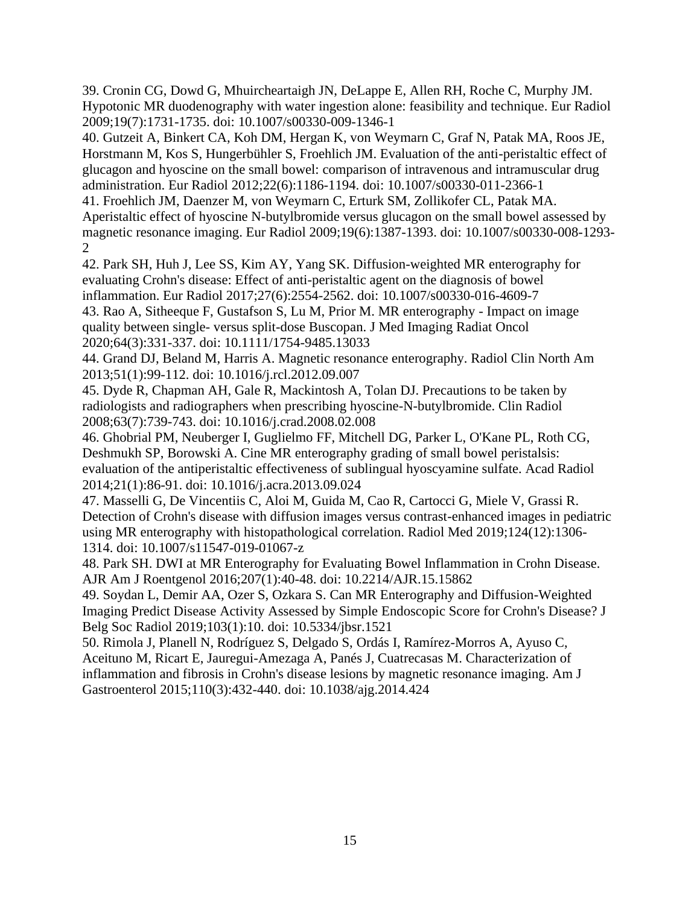39. Cronin CG, Dowd G, Mhuircheartaigh JN, DeLappe E, Allen RH, Roche C, Murphy JM. Hypotonic MR duodenography with water ingestion alone: feasibility and technique. Eur Radiol 2009;19(7):1731-1735. doi: 10.1007/s00330-009-1346-1

40. Gutzeit A, Binkert CA, Koh DM, Hergan K, von Weymarn C, Graf N, Patak MA, Roos JE, Horstmann M, Kos S, Hungerbühler S, Froehlich JM. Evaluation of the anti-peristaltic effect of glucagon and hyoscine on the small bowel: comparison of intravenous and intramuscular drug administration. Eur Radiol 2012;22(6):1186-1194. doi: 10.1007/s00330-011-2366-1

41. Froehlich JM, Daenzer M, von Weymarn C, Erturk SM, Zollikofer CL, Patak MA. Aperistaltic effect of hyoscine N-butylbromide versus glucagon on the small bowel assessed by magnetic resonance imaging. Eur Radiol 2009;19(6):1387-1393. doi: 10.1007/s00330-008-1293-2

42. Park SH, Huh J, Lee SS, Kim AY, Yang SK. Diffusion-weighted MR enterography for evaluating Crohn's disease: Effect of anti-peristaltic agent on the diagnosis of bowel inflammation. Eur Radiol 2017;27(6):2554-2562. doi: 10.1007/s00330-016-4609-7

43. Rao A, Sitheeque F, Gustafson S, Lu M, Prior M. MR enterography - Impact on image quality between single- versus split-dose Buscopan. J Med Imaging Radiat Oncol 2020;64(3):331-337. doi: 10.1111/1754-9485.13033

44. Grand DJ, Beland M, Harris A. Magnetic resonance enterography. Radiol Clin North Am 2013;51(1):99-112. doi: 10.1016/j.rcl.2012.09.007

45. Dyde R, Chapman AH, Gale R, Mackintosh A, Tolan DJ. Precautions to be taken by radiologists and radiographers when prescribing hyoscine-N-butylbromide. Clin Radiol 2008;63(7):739-743. doi: 10.1016/j.crad.2008.02.008

46. Ghobrial PM, Neuberger I, Guglielmo FF, Mitchell DG, Parker L, O'Kane PL, Roth CG, Deshmukh SP, Borowski A. Cine MR enterography grading of small bowel peristalsis: evaluation of the antiperistaltic effectiveness of sublingual hyoscyamine sulfate. Acad Radiol 2014;21(1):86-91. doi: 10.1016/j.acra.2013.09.024

47. Masselli G, De Vincentiis C, Aloi M, Guida M, Cao R, Cartocci G, Miele V, Grassi R. Detection of Crohn's disease with diffusion images versus contrast-enhanced images in pediatric using MR enterography with histopathological correlation. Radiol Med 2019;124(12):1306-1314. doi: 10.1007/s11547-019-01067-z

48. Park SH. DWI at MR Enterography for Evaluating Bowel Inflammation in Crohn Disease. AJR Am J Roentgenol 2016;207(1):40-48. doi: 10.2214/AJR.15.15862

49. Soydan L, Demir AA, Ozer S, Ozkara S. Can MR Enterography and Diffusion-Weighted Imaging Predict Disease Activity Assessed by Simple Endoscopic Score for Crohn's Disease? J Belg Soc Radiol 2019;103(1):10. doi: 10.5334/jbsr.1521

50. Rimola J, Planell N, Rodríguez S, Delgado S, Ordás I, Ramírez-Morros A, Ayuso C, Aceituno M, Ricart E, Jauregui-Amezaga A, Panés J, Cuatrecasas M. Characterization of inflammation and fibrosis in Crohn's disease lesions by magnetic resonance imaging. Am J Gastroenterol 2015;110(3):432-440. doi: 10.1038/ajg.2014.424